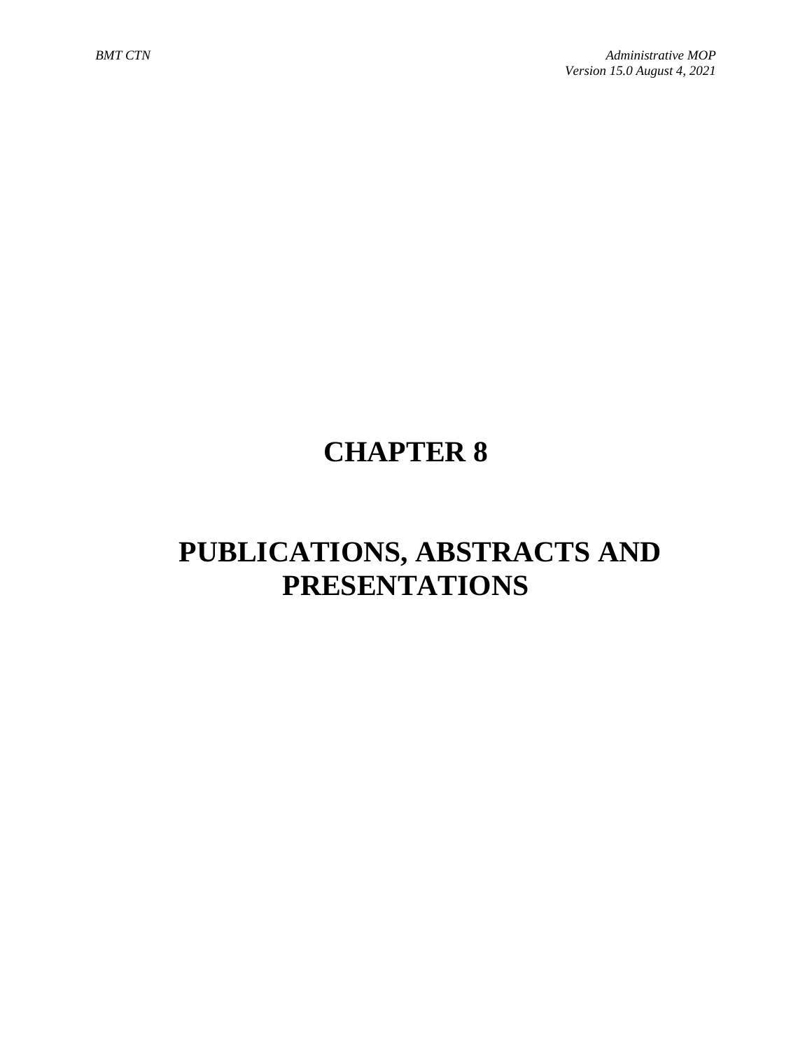# CHAPTER 8

# PUBLICATIONS, ABSTRACTS AND PRESENTATIONS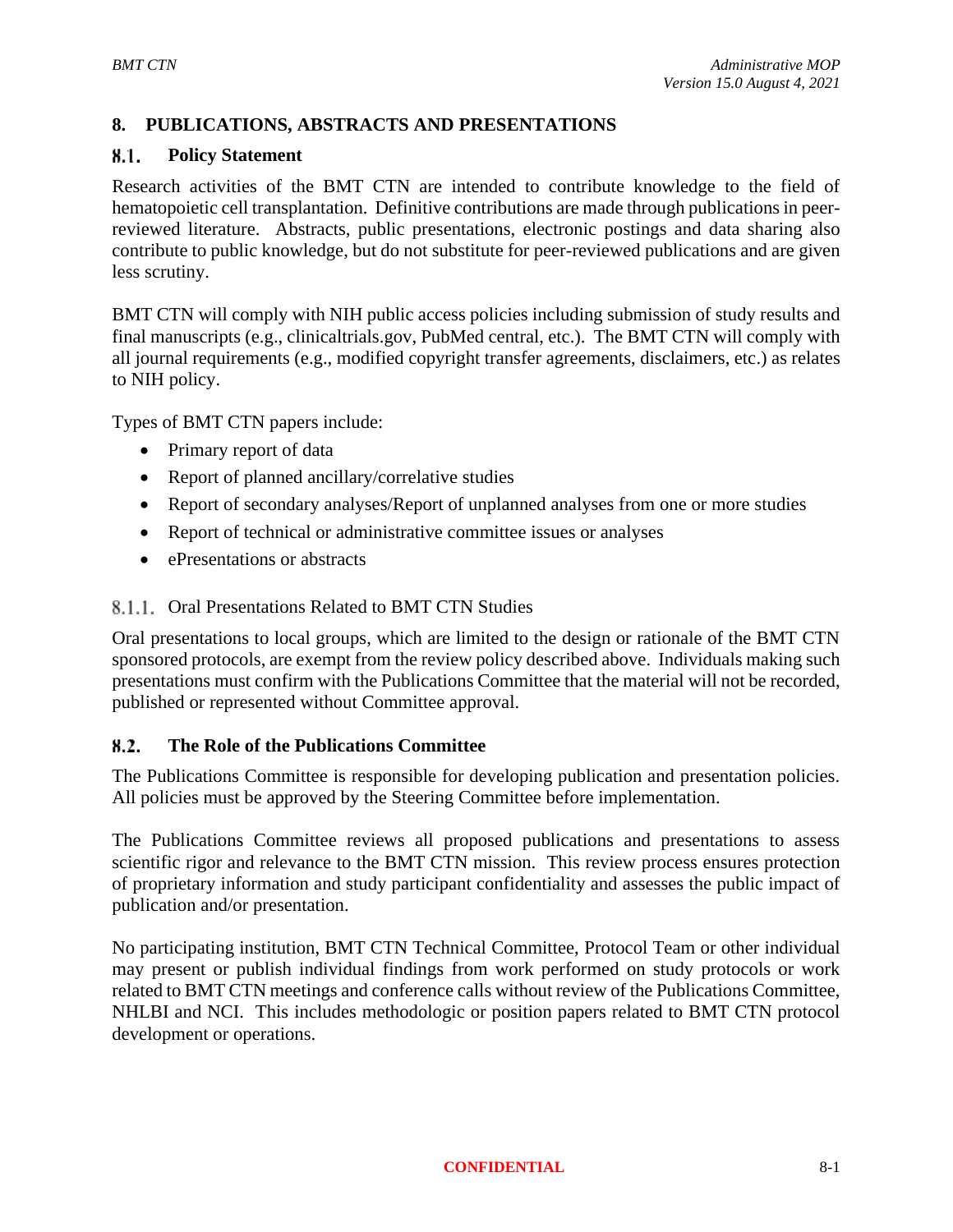# 8. PUBLICATIONS, ABSTRACTS AND PRESENTATIONS

## 8.1. Policy Statement

Research activities of the BMT CTN are intended to contribute knowledge to the field of hematopoietic cell transplantation. Definitive contributions are made through publications in peer-reviewed literature. Abstracts, public presentations, electronic postings and data sharing also contribute to public knowledge, but do not substitute for peer-reviewed publications and are given less scrutiny.

BMT CTN will comply with NIH public access policies including submission of study results and final manuscripts (e.g., clinicaltrials.gov, PubMed central, etc.). The BMT CTN will comply with all journal requirements (e.g., modified copyright transfer agreements, disclaimers, etc.) as relates to NIH policy.

Types of BMT CTN papers include:

- Primary report of data
- Report of planned ancillary/correlative studies
- Report of secondary analyses/Report of unplanned analyses from one or more studies
- Report of technical or administrative committee issues or analyses
- ePresentations or abstracts

### 8.1.1. Oral Presentations Related to BMT CTN Studies

Oral presentations to local groups, which are limited to the design or rationale of the BMT CTN sponsored protocols, are exempt from the review policy described above. Individuals making such presentations must confirm with the Publications Committee that the material will not be recorded, published or represented without Committee approval.

## 8.2. The Role of the Publications Committee

The Publications Committee is responsible for developing publication and presentation policies. All policies must be approved by the Steering Committee before implementation.

The Publications Committee reviews all proposed publications and presentations to assess scientific rigor and relevance to the BMT CTN mission. This review process ensures protection of proprietary information and study participant confidentiality and assesses the public impact of publication and/or presentation.

No participating institution, BMT CTN Technical Committee, Protocol Team or other individual may present or publish individual findings from work performed on study protocols or work related to BMT CTN meetings and conference calls without review of the Publications Committee, NHLBI and NCI. This includes methodologic or position papers related to BMT CTN protocol development or operations.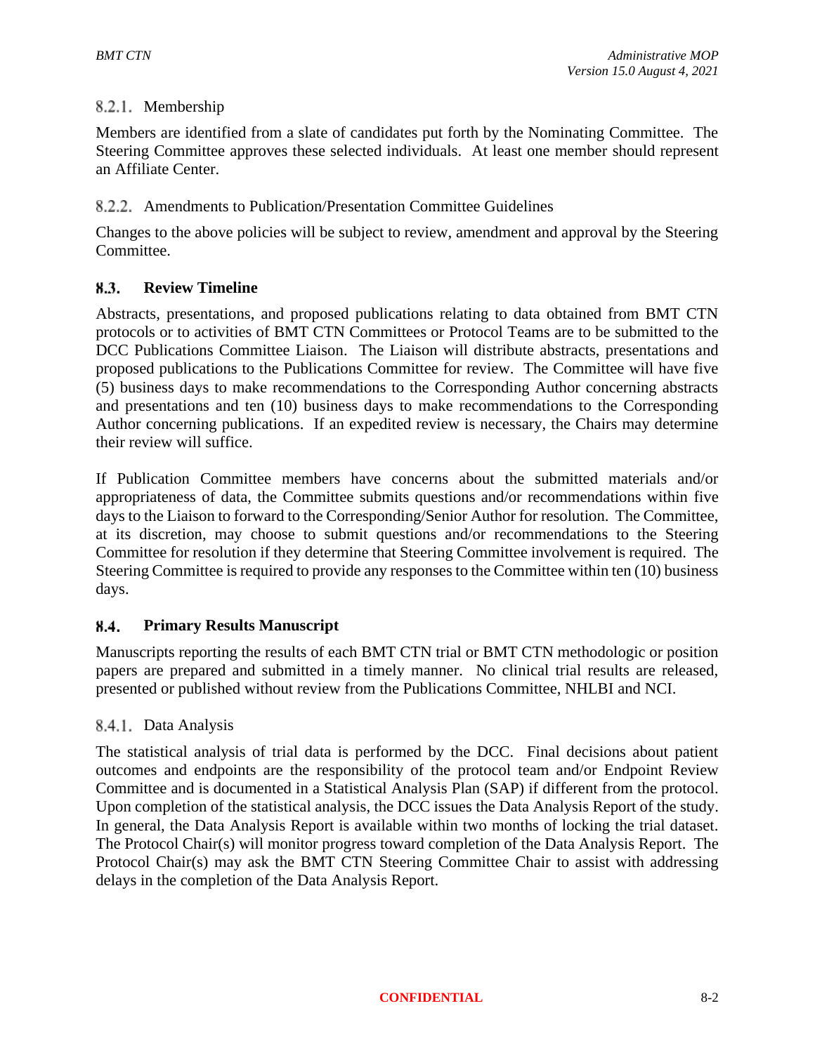### 8.2.1. Membership

Members are identified from a slate of candidates put forth by the Nominating Committee. The Steering Committee approves these selected individuals. At least one member should represent an Affiliate Center.

### 8.2.2. Amendments to Publication/Presentation Committee Guidelines

Changes to the above policies will be subject to review, amendment and approval by the Steering Committee.

## 8.3. Review Timeline

Abstracts, presentations, and proposed publications relating to data obtained from BMT CTN protocols or to activities of BMT CTN Committees or Protocol Teams are to be submitted to the DCC Publications Committee Liaison. The Liaison will distribute abstracts, presentations and proposed publications to the Publications Committee for review. The Committee will have five (5) business days to make recommendations to the Corresponding Author concerning abstracts and presentations and ten (10) business days to make recommendations to the Corresponding Author concerning publications. If an expedited review is necessary, the Chairs may determine their review will suffice.

If Publication Committee members have concerns about the submitted materials and/or appropriateness of data, the Committee submits questions and/or recommendations within five days to the Liaison to forward to the Corresponding/Senior Author for resolution. The Committee, at its discretion, may choose to submit questions and/or recommendations to the Steering Committee for resolution if they determine that Steering Committee involvement is required. The Steering Committee is required to provide any responses to the Committee within ten (10) business days.

## 8.4. Primary Results Manuscript

Manuscripts reporting the results of each BMT CTN trial or BMT CTN methodologic or position papers are prepared and submitted in a timely manner. No clinical trial results are released, presented or published without review from the Publications Committee, NHLBI and NCI.

### 8.4.1. Data Analysis

The statistical analysis of trial data is performed by the DCC. Final decisions about patient outcomes and endpoints are the responsibility of the protocol team and/or Endpoint Review Committee and is documented in a Statistical Analysis Plan (SAP) if different from the protocol. Upon completion of the statistical analysis, the DCC issues the Data Analysis Report of the study. In general, the Data Analysis Report is available within two months of locking the trial dataset. The Protocol Chair(s) will monitor progress toward completion of the Data Analysis Report. The Protocol Chair(s) may ask the BMT CTN Steering Committee Chair to assist with addressing delays in the completion of the Data Analysis Report.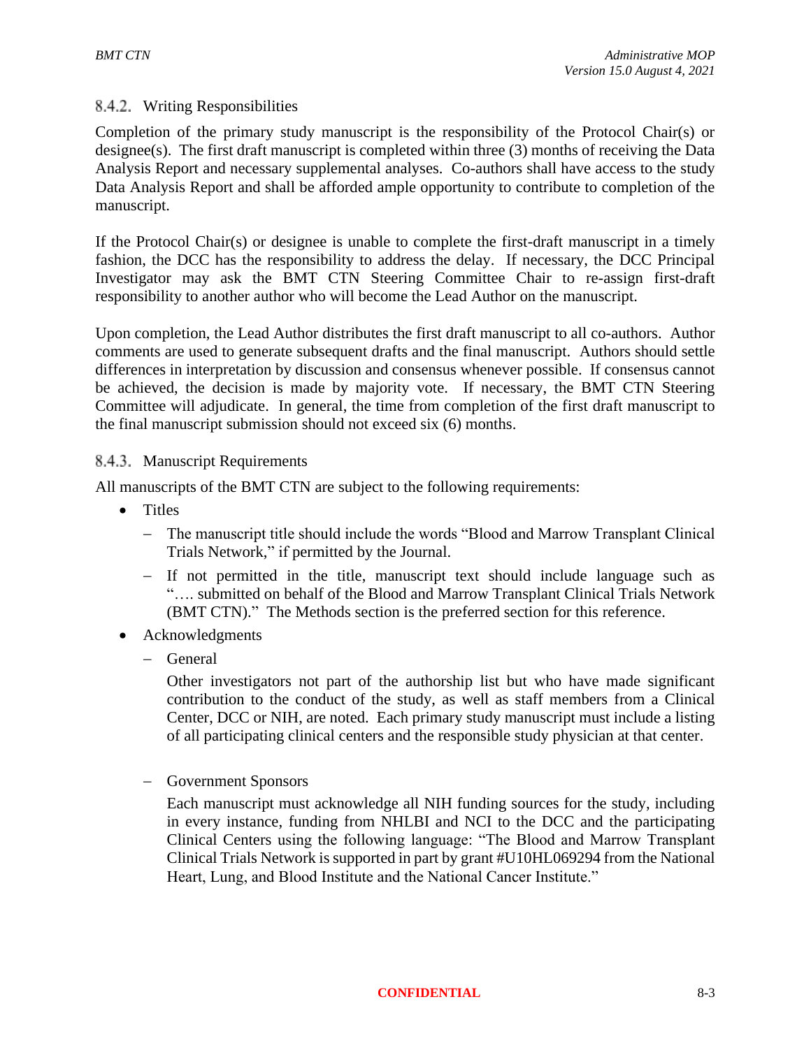### 8.4.2. Writing Responsibilities

Completion of the primary study manuscript is the responsibility of the Protocol Chair(s) or designee(s). The first draft manuscript is completed within three (3) months of receiving the Data Analysis Report and necessary supplemental analyses. Co-authors shall have access to the study Data Analysis Report and shall be afforded ample opportunity to contribute to completion of the manuscript.

If the Protocol Chair(s) or designee is unable to complete the first-draft manuscript in a timely fashion, the DCC has the responsibility to address the delay. If necessary, the DCC Principal Investigator may ask the BMT CTN Steering Committee Chair to re-assign first-draft responsibility to another author who will become the Lead Author on the manuscript.

Upon completion, the Lead Author distributes the first draft manuscript to all co-authors. Author comments are used to generate subsequent drafts and the final manuscript. Authors should settle differences in interpretation by discussion and consensus whenever possible. If consensus cannot be achieved, the decision is made by majority vote. If necessary, the BMT CTN Steering Committee will adjudicate. In general, the time from completion of the first draft manuscript to the final manuscript submission should not exceed six (6) months.

### 8.4.3. Manuscript Requirements

All manuscripts of the BMT CTN are subject to the following requirements:

- Titles
  - The manuscript title should include the words "Blood and Marrow Transplant Clinical Trials Network," if permitted by the Journal.
  - If not permitted in the title, manuscript text should include language such as "…. submitted on behalf of the Blood and Marrow Transplant Clinical Trials Network (BMT CTN)." The Methods section is the preferred section for this reference.
- Acknowledgments
  - General

    Other investigators not part of the authorship list but who have made significant contribution to the conduct of the study, as well as staff members from a Clinical Center, DCC or NIH, are noted. Each primary study manuscript must include a listing of all participating clinical centers and the responsible study physician at that center.

  - Government Sponsors

    Each manuscript must acknowledge all NIH funding sources for the study, including in every instance, funding from NHLBI and NCI to the DCC and the participating Clinical Centers using the following language: "The Blood and Marrow Transplant Clinical Trials Network is supported in part by grant #U10HL069294 from the National Heart, Lung, and Blood Institute and the National Cancer Institute."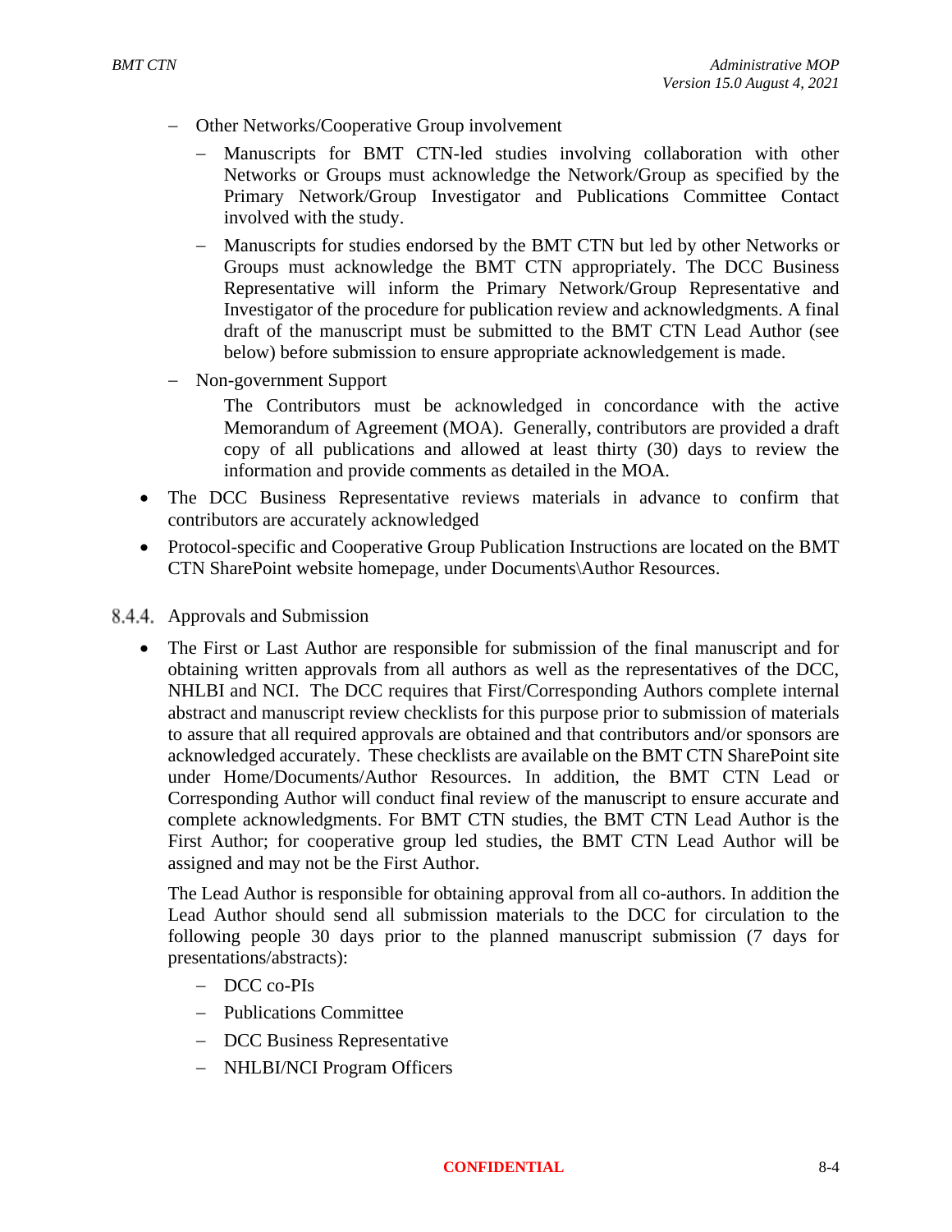- Other Networks/Cooperative Group involvement
  - Manuscripts for BMT CTN-led studies involving collaboration with other Networks or Groups must acknowledge the Network/Group as specified by the Primary Network/Group Investigator and Publications Committee Contact involved with the study.
  - Manuscripts for studies endorsed by the BMT CTN but led by other Networks or Groups must acknowledge the BMT CTN appropriately. The DCC Business Representative will inform the Primary Network/Group Representative and Investigator of the procedure for publication review and acknowledgments. A final draft of the manuscript must be submitted to the BMT CTN Lead Author (see below) before submission to ensure appropriate acknowledgement is made.
- Non-government Support

  The Contributors must be acknowledged in concordance with the active Memorandum of Agreement (MOA). Generally, contributors are provided a draft copy of all publications and allowed at least thirty (30) days to review the information and provide comments as detailed in the MOA.

- The DCC Business Representative reviews materials in advance to confirm that contributors are accurately acknowledged
- Protocol-specific and Cooperative Group Publication Instructions are located on the BMT CTN SharePoint website homepage, under Documents\Author Resources.

#### 8.4.4. Approvals and Submission

- The First or Last Author are responsible for submission of the final manuscript and for obtaining written approvals from all authors as well as the representatives of the DCC, NHLBI and NCI. The DCC requires that First/Corresponding Authors complete internal abstract and manuscript review checklists for this purpose prior to submission of materials to assure that all required approvals are obtained and that contributors and/or sponsors are acknowledged accurately. These checklists are available on the BMT CTN SharePoint site under Home/Documents/Author Resources. In addition, the BMT CTN Lead or Corresponding Author will conduct final review of the manuscript to ensure accurate and complete acknowledgments. For BMT CTN studies, the BMT CTN Lead Author is the First Author; for cooperative group led studies, the BMT CTN Lead Author will be assigned and may not be the First Author.

  The Lead Author is responsible for obtaining approval from all co-authors. In addition the Lead Author should send all submission materials to the DCC for circulation to the following people 30 days prior to the planned manuscript submission (7 days for presentations/abstracts):

  - DCC co-PIs
  - Publications Committee
  - DCC Business Representative
  - NHLBI/NCI Program Officers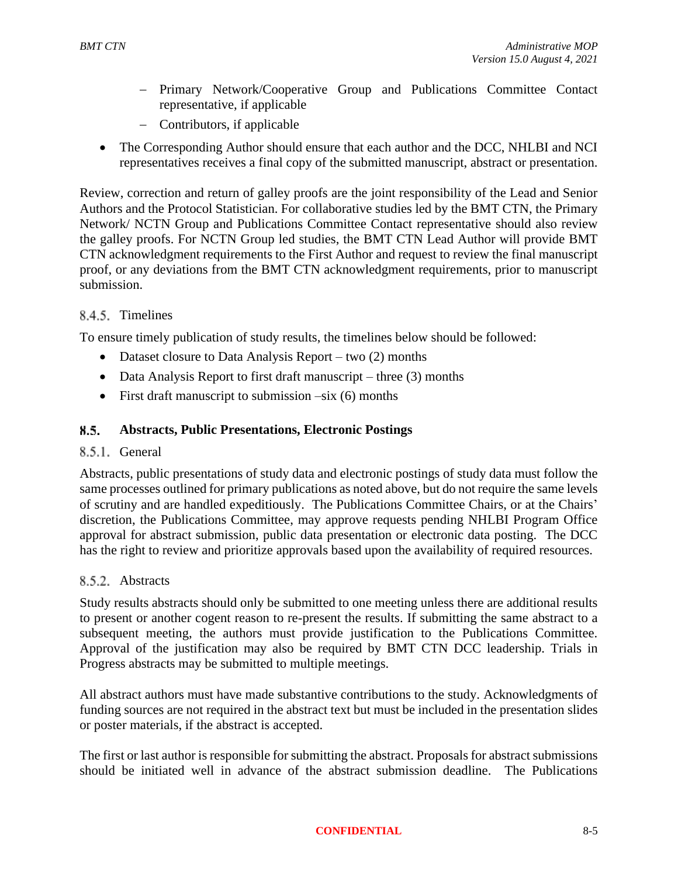- Primary Network/Cooperative Group and Publications Committee Contact representative, if applicable
  - Contributors, if applicable

- The Corresponding Author should ensure that each author and the DCC, NHLBI and NCI representatives receives a final copy of the submitted manuscript, abstract or presentation.

Review, correction and return of galley proofs are the joint responsibility of the Lead and Senior Authors and the Protocol Statistician. For collaborative studies led by the BMT CTN, the Primary Network/ NCTN Group and Publications Committee Contact representative should also review the galley proofs. For NCTN Group led studies, the BMT CTN Lead Author will provide BMT CTN acknowledgment requirements to the First Author and request to review the final manuscript proof, or any deviations from the BMT CTN acknowledgment requirements, prior to manuscript submission.

#### 8.4.5. Timelines

To ensure timely publication of study results, the timelines below should be followed:

- Dataset closure to Data Analysis Report – two (2) months
- Data Analysis Report to first draft manuscript – three (3) months
- First draft manuscript to submission –six (6) months

## 8.5. Abstracts, Public Presentations, Electronic Postings

#### 8.5.1. General

Abstracts, public presentations of study data and electronic postings of study data must follow the same processes outlined for primary publications as noted above, but do not require the same levels of scrutiny and are handled expeditiously. The Publications Committee Chairs, or at the Chairs' discretion, the Publications Committee, may approve requests pending NHLBI Program Office approval for abstract submission, public data presentation or electronic data posting. The DCC has the right to review and prioritize approvals based upon the availability of required resources.

#### 8.5.2. Abstracts

Study results abstracts should only be submitted to one meeting unless there are additional results to present or another cogent reason to re-present the results. If submitting the same abstract to a subsequent meeting, the authors must provide justification to the Publications Committee. Approval of the justification may also be required by BMT CTN DCC leadership. Trials in Progress abstracts may be submitted to multiple meetings.

All abstract authors must have made substantive contributions to the study. Acknowledgments of funding sources are not required in the abstract text but must be included in the presentation slides or poster materials, if the abstract is accepted.

The first or last author is responsible for submitting the abstract. Proposals for abstract submissions should be initiated well in advance of the abstract submission deadline. The Publications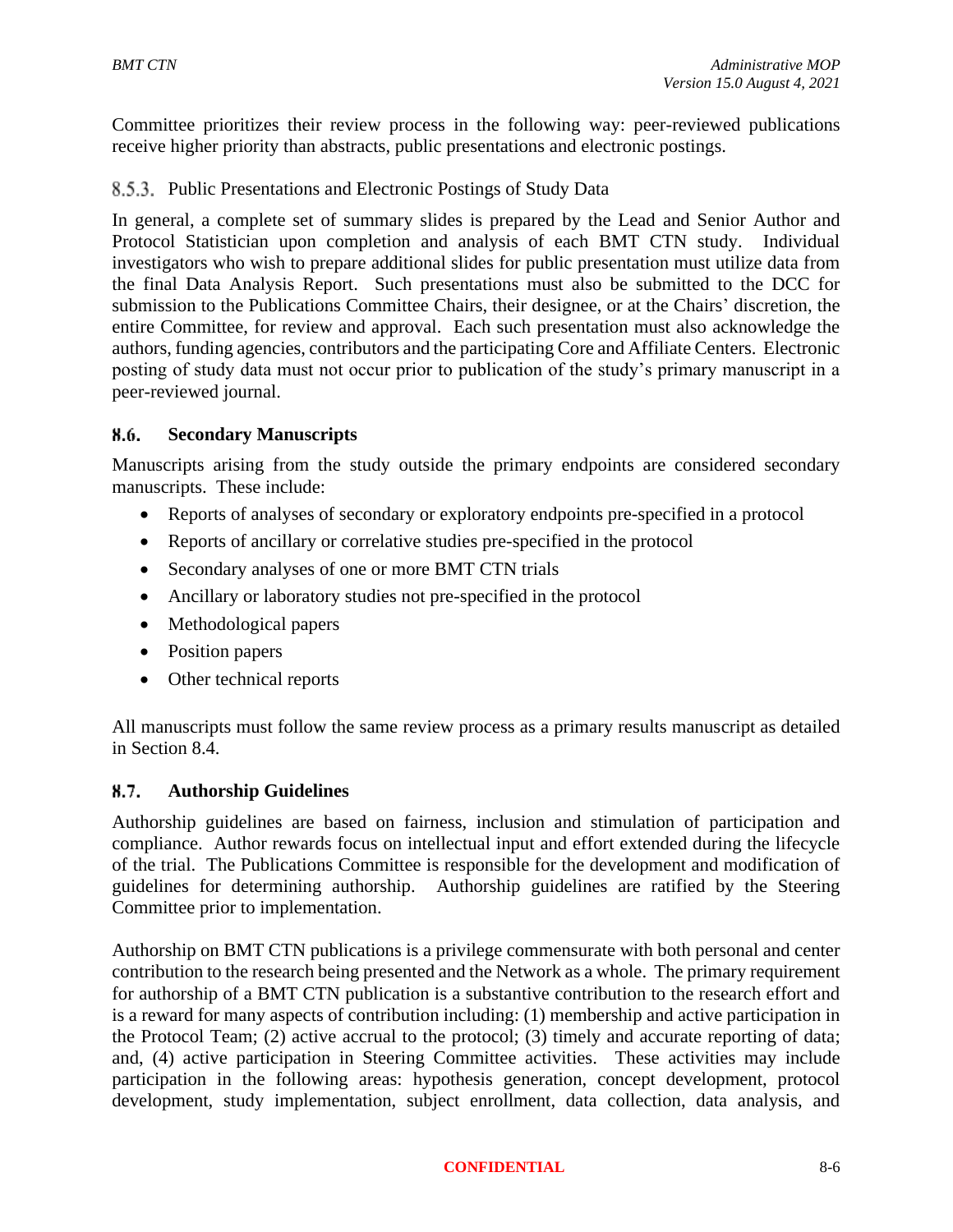Committee prioritizes their review process in the following way: peer-reviewed publications receive higher priority than abstracts, public presentations and electronic postings.

#### 8.5.3. Public Presentations and Electronic Postings of Study Data

In general, a complete set of summary slides is prepared by the Lead and Senior Author and Protocol Statistician upon completion and analysis of each BMT CTN study. Individual investigators who wish to prepare additional slides for public presentation must utilize data from the final Data Analysis Report. Such presentations must also be submitted to the DCC for submission to the Publications Committee Chairs, their designee, or at the Chairs' discretion, the entire Committee, for review and approval. Each such presentation must also acknowledge the authors, funding agencies, contributors and the participating Core and Affiliate Centers. Electronic posting of study data must not occur prior to publication of the study's primary manuscript in a peer-reviewed journal.

### 8.6. Secondary Manuscripts

Manuscripts arising from the study outside the primary endpoints are considered secondary manuscripts. These include:

- Reports of analyses of secondary or exploratory endpoints pre-specified in a protocol
- Reports of ancillary or correlative studies pre-specified in the protocol
- Secondary analyses of one or more BMT CTN trials
- Ancillary or laboratory studies not pre-specified in the protocol
- Methodological papers
- Position papers
- Other technical reports

All manuscripts must follow the same review process as a primary results manuscript as detailed in Section 8.4.

### 8.7. Authorship Guidelines

Authorship guidelines are based on fairness, inclusion and stimulation of participation and compliance. Author rewards focus on intellectual input and effort extended during the lifecycle of the trial. The Publications Committee is responsible for the development and modification of guidelines for determining authorship. Authorship guidelines are ratified by the Steering Committee prior to implementation.

Authorship on BMT CTN publications is a privilege commensurate with both personal and center contribution to the research being presented and the Network as a whole. The primary requirement for authorship of a BMT CTN publication is a substantive contribution to the research effort and is a reward for many aspects of contribution including: (1) membership and active participation in the Protocol Team; (2) active accrual to the protocol; (3) timely and accurate reporting of data; and, (4) active participation in Steering Committee activities. These activities may include participation in the following areas: hypothesis generation, concept development, protocol development, study implementation, subject enrollment, data collection, data analysis, and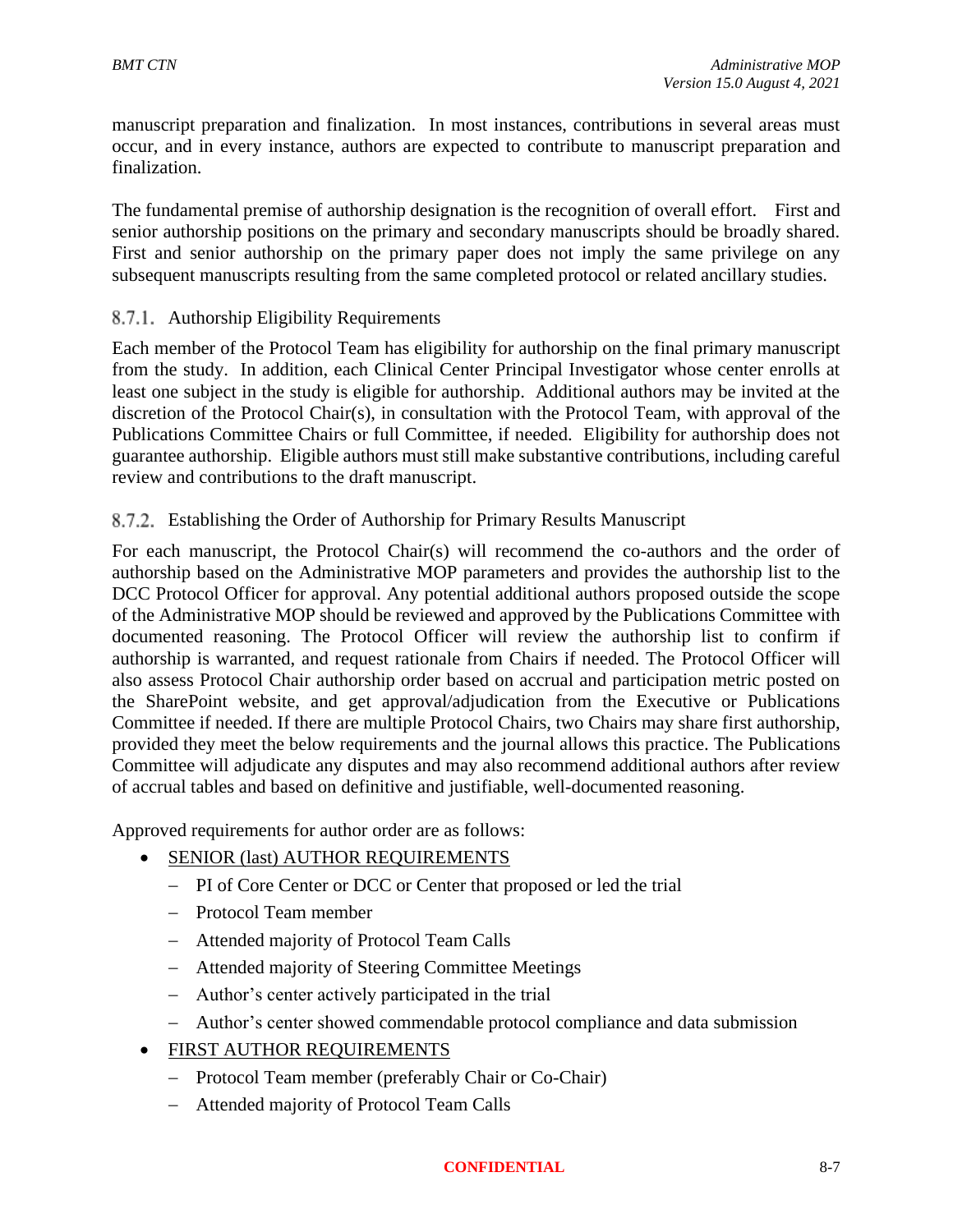manuscript preparation and finalization. In most instances, contributions in several areas must occur, and in every instance, authors are expected to contribute to manuscript preparation and finalization.

The fundamental premise of authorship designation is the recognition of overall effort. First and senior authorship positions on the primary and secondary manuscripts should be broadly shared. First and senior authorship on the primary paper does not imply the same privilege on any subsequent manuscripts resulting from the same completed protocol or related ancillary studies.

### 8.7.1. Authorship Eligibility Requirements

Each member of the Protocol Team has eligibility for authorship on the final primary manuscript from the study. In addition, each Clinical Center Principal Investigator whose center enrolls at least one subject in the study is eligible for authorship. Additional authors may be invited at the discretion of the Protocol Chair(s), in consultation with the Protocol Team, with approval of the Publications Committee Chairs or full Committee, if needed. Eligibility for authorship does not guarantee authorship. Eligible authors must still make substantive contributions, including careful review and contributions to the draft manuscript.

### 8.7.2. Establishing the Order of Authorship for Primary Results Manuscript

For each manuscript, the Protocol Chair(s) will recommend the co-authors and the order of authorship based on the Administrative MOP parameters and provides the authorship list to the DCC Protocol Officer for approval. Any potential additional authors proposed outside the scope of the Administrative MOP should be reviewed and approved by the Publications Committee with documented reasoning. The Protocol Officer will review the authorship list to confirm if authorship is warranted, and request rationale from Chairs if needed. The Protocol Officer will also assess Protocol Chair authorship order based on accrual and participation metric posted on the SharePoint website, and get approval/adjudication from the Executive or Publications Committee if needed. If there are multiple Protocol Chairs, two Chairs may share first authorship, provided they meet the below requirements and the journal allows this practice. The Publications Committee will adjudicate any disputes and may also recommend additional authors after review of accrual tables and based on definitive and justifiable, well-documented reasoning.

Approved requirements for author order are as follows:

- <u>SENIOR (last) AUTHOR REQUIREMENTS</u>
  - PI of Core Center or DCC or Center that proposed or led the trial
  - Protocol Team member
  - Attended majority of Protocol Team Calls
  - Attended majority of Steering Committee Meetings
  - Author's center actively participated in the trial
  - Author's center showed commendable protocol compliance and data submission
- <u>FIRST AUTHOR REQUIREMENTS</u>
  - Protocol Team member (preferably Chair or Co-Chair)
  - Attended majority of Protocol Team Calls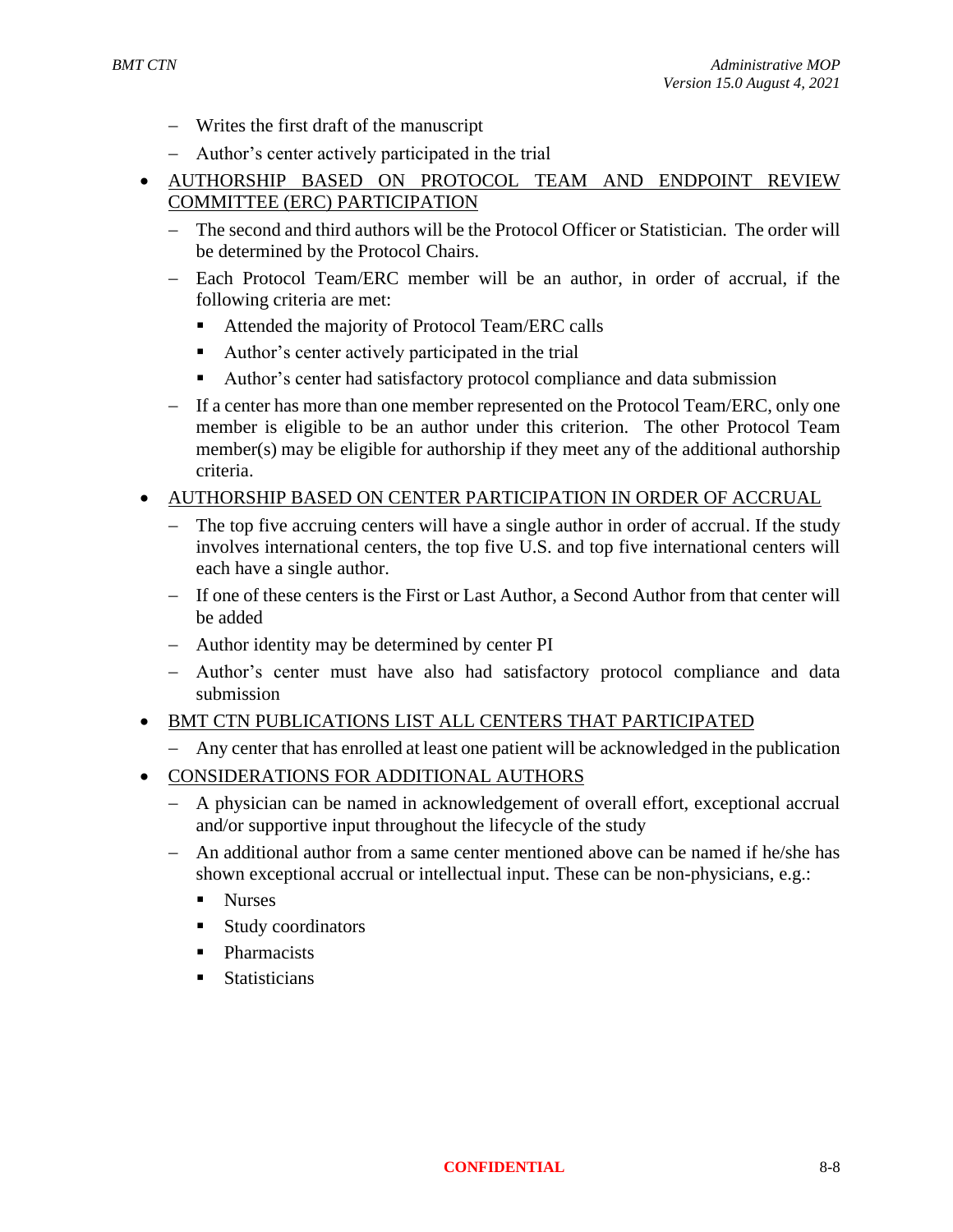- Writes the first draft of the manuscript
  - Author's center actively participated in the trial
- AUTHORSHIP BASED ON PROTOCOL TEAM AND ENDPOINT REVIEW COMMITTEE (ERC) PARTICIPATION
  - The second and third authors will be the Protocol Officer or Statistician. The order will be determined by the Protocol Chairs.
  - Each Protocol Team/ERC member will be an author, in order of accrual, if the following criteria are met:
    - Attended the majority of Protocol Team/ERC calls
    - Author's center actively participated in the trial
    - Author's center had satisfactory protocol compliance and data submission
  - If a center has more than one member represented on the Protocol Team/ERC, only one member is eligible to be an author under this criterion. The other Protocol Team member(s) may be eligible for authorship if they meet any of the additional authorship criteria.
- AUTHORSHIP BASED ON CENTER PARTICIPATION IN ORDER OF ACCRUAL
  - The top five accruing centers will have a single author in order of accrual. If the study involves international centers, the top five U.S. and top five international centers will each have a single author.
  - If one of these centers is the First or Last Author, a Second Author from that center will be added
  - Author identity may be determined by center PI
  - Author's center must have also had satisfactory protocol compliance and data submission
- BMT CTN PUBLICATIONS LIST ALL CENTERS THAT PARTICIPATED
  - Any center that has enrolled at least one patient will be acknowledged in the publication
- CONSIDERATIONS FOR ADDITIONAL AUTHORS
  - A physician can be named in acknowledgement of overall effort, exceptional accrual and/or supportive input throughout the lifecycle of the study
  - An additional author from a same center mentioned above can be named if he/she has shown exceptional accrual or intellectual input. These can be non-physicians, e.g.:
    - Nurses
    - Study coordinators
    - Pharmacists
    - Statisticians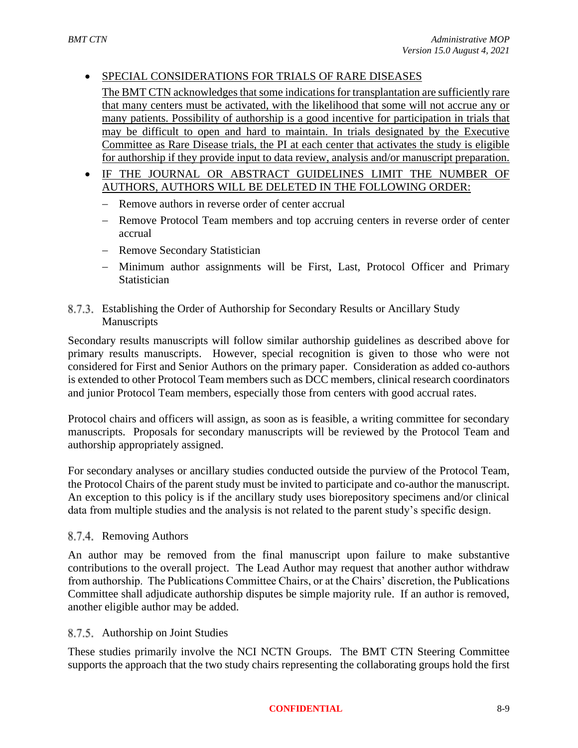- SPECIAL CONSIDERATIONS FOR TRIALS OF RARE DISEASES

  The BMT CTN acknowledges that some indications for transplantation are sufficiently rare that many centers must be activated, with the likelihood that some will not accrue any or many patients. Possibility of authorship is a good incentive for participation in trials that may be difficult to open and hard to maintain. In trials designated by the Executive Committee as Rare Disease trials, the PI at each center that activates the study is eligible for authorship if they provide input to data review, analysis and/or manuscript preparation.

- IF THE JOURNAL OR ABSTRACT GUIDELINES LIMIT THE NUMBER OF AUTHORS, AUTHORS WILL BE DELETED IN THE FOLLOWING ORDER:
  - Remove authors in reverse order of center accrual
  - Remove Protocol Team members and top accruing centers in reverse order of center accrual
  - Remove Secondary Statistician
  - Minimum author assignments will be First, Last, Protocol Officer and Primary Statistician

### 8.7.3. Establishing the Order of Authorship for Secondary Results or Ancillary Study Manuscripts

Secondary results manuscripts will follow similar authorship guidelines as described above for primary results manuscripts. However, special recognition is given to those who were not considered for First and Senior Authors on the primary paper. Consideration as added co-authors is extended to other Protocol Team members such as DCC members, clinical research coordinators and junior Protocol Team members, especially those from centers with good accrual rates.

Protocol chairs and officers will assign, as soon as is feasible, a writing committee for secondary manuscripts. Proposals for secondary manuscripts will be reviewed by the Protocol Team and authorship appropriately assigned.

For secondary analyses or ancillary studies conducted outside the purview of the Protocol Team, the Protocol Chairs of the parent study must be invited to participate and co-author the manuscript. An exception to this policy is if the ancillary study uses biorepository specimens and/or clinical data from multiple studies and the analysis is not related to the parent study's specific design.

### 8.7.4. Removing Authors

An author may be removed from the final manuscript upon failure to make substantive contributions to the overall project. The Lead Author may request that another author withdraw from authorship. The Publications Committee Chairs, or at the Chairs' discretion, the Publications Committee shall adjudicate authorship disputes be simple majority rule. If an author is removed, another eligible author may be added.

### 8.7.5. Authorship on Joint Studies

These studies primarily involve the NCI NCTN Groups. The BMT CTN Steering Committee supports the approach that the two study chairs representing the collaborating groups hold the first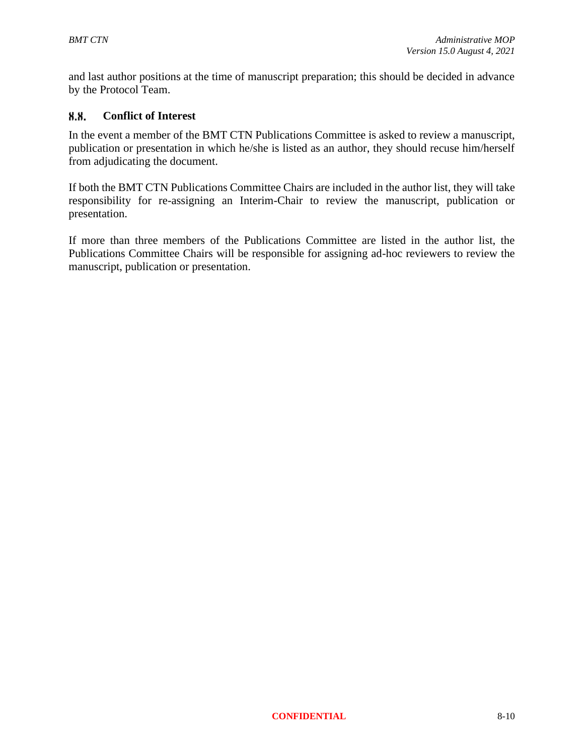and last author positions at the time of manuscript preparation; this should be decided in advance by the Protocol Team.

### 8.8. Conflict of Interest

In the event a member of the BMT CTN Publications Committee is asked to review a manuscript, publication or presentation in which he/she is listed as an author, they should recuse him/herself from adjudicating the document.

If both the BMT CTN Publications Committee Chairs are included in the author list, they will take responsibility for re-assigning an Interim-Chair to review the manuscript, publication or presentation.

If more than three members of the Publications Committee are listed in the author list, the Publications Committee Chairs will be responsible for assigning ad-hoc reviewers to review the manuscript, publication or presentation.

**CONFIDENTIAL**